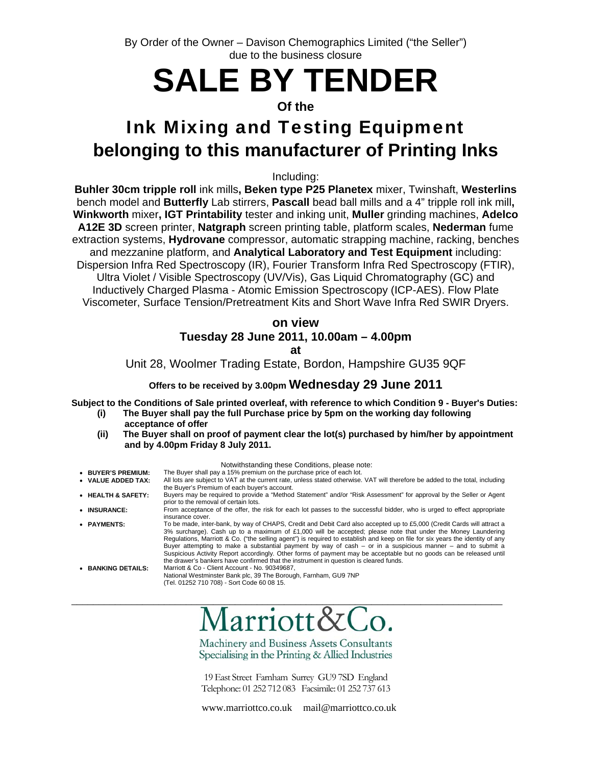By Order of the Owner – Davison Chemographics Limited ("the Seller")
due to the business closure

# SALE BY TENDER

**Of the**

## Ink Mixing and Testing Equipment belonging to this manufacturer of Printing Inks

Including:

**Buhler 30cm tripple roll** ink mills**, Beken type P25 Planetex** mixer, Twinshaft, **Westerlins** bench model and **Butterfly** Lab stirrers, **Pascall** bead ball mills and a 4" tripple roll ink mill**, Winkworth** mixer**, IGT Printability** tester and inking unit, **Muller** grinding machines, **Adelco A12E 3D** screen printer, **Natgraph** screen printing table, platform scales, **Nederman** fume extraction systems, **Hydrovane** compressor, automatic strapping machine, racking, benches and mezzanine platform, and **Analytical Laboratory and Test Equipment** including: Dispersion Infra Red Spectroscopy (IR), Fourier Transform Infra Red Spectroscopy (FTIR), Ultra Violet / Visible Spectroscopy (UV/Vis), Gas Liquid Chromatography (GC) and Inductively Charged Plasma - Atomic Emission Spectroscopy (ICP-AES). Flow Plate Viscometer, Surface Tension/Pretreatment Kits and Short Wave Infra Red SWIR Dryers.

**on view**

**Tuesday 28 June 2011, 10.00am – 4.00pm**

**at**

Unit 28, Woolmer Trading Estate, Bordon, Hampshire GU35 9QF

**Offers to be received by 3.00pm Wednesday 29 June 2011**

**Subject to the Conditions of Sale printed overleaf, with reference to which Condition 9 - Buyer's Duties:**

- **(i) The Buyer shall pay the full Purchase price by 5pm on the working day following acceptance of offer**
- **(ii) The Buyer shall on proof of payment clear the lot(s) purchased by him/her by appointment and by 4.00pm Friday 8 July 2011.**

Notwithstanding these Conditions, please note:

- **BUYER'S PREMIUM:** The Buyer shall pay a 15% premium on the purchase price of each lot.
- **VALUE ADDED TAX:** All lots are subject to VAT at the current rate, unless stated otherwise. VAT will therefore be added to the total, including the Buyer's Premium of each buyer's account.
- **HEALTH & SAFETY:** Buyers may be required to provide a "Method Statement" and/or "Risk Assessment" for approval by the Seller or Agent prior to the removal of certain lots.
- **INSURANCE:** From acceptance of the offer, the risk for each lot passes to the successful bidder, who is urged to effect appropriate insurance cover.
- **PAYMENTS:** To be made, inter-bank, by way of CHAPS, Credit and Debit Card also accepted up to £5,000 (Credit Cards will attract a 3% surcharge). Cash up to a maximum of £1,000 will be accepted; please note that under the Money Laundering Regulations, Marriott & Co. ("the selling agent") is required to establish and keep on file for six years the identity of any Buyer attempting to make a substantial payment by way of cash – or in a suspicious manner – and to submit a Suspicious Activity Report accordingly. Other forms of payment may be acceptable but no goods can be released until the drawer's bankers have confirmed that the instrument in question is cleared funds.
- **BANKING DETAILS:** Marriott & Co - Client Account - No. 90349687, National Westminster Bank plc, 39 The Borough, Farnham, GU9 7NP (Tel. 01252 710 708) - Sort Code 60 08 15.

---

# Marriott&Co.

Machinery and Business Assets Consultants
Specialising in the Printing & Allied Industries

19 East Street Farnham Surrey GU9 7SD England
Telephone: 01 252 712 083 Facsimile: 01 252 737 613

www.marriottco.co.uk mail@marriottco.co.uk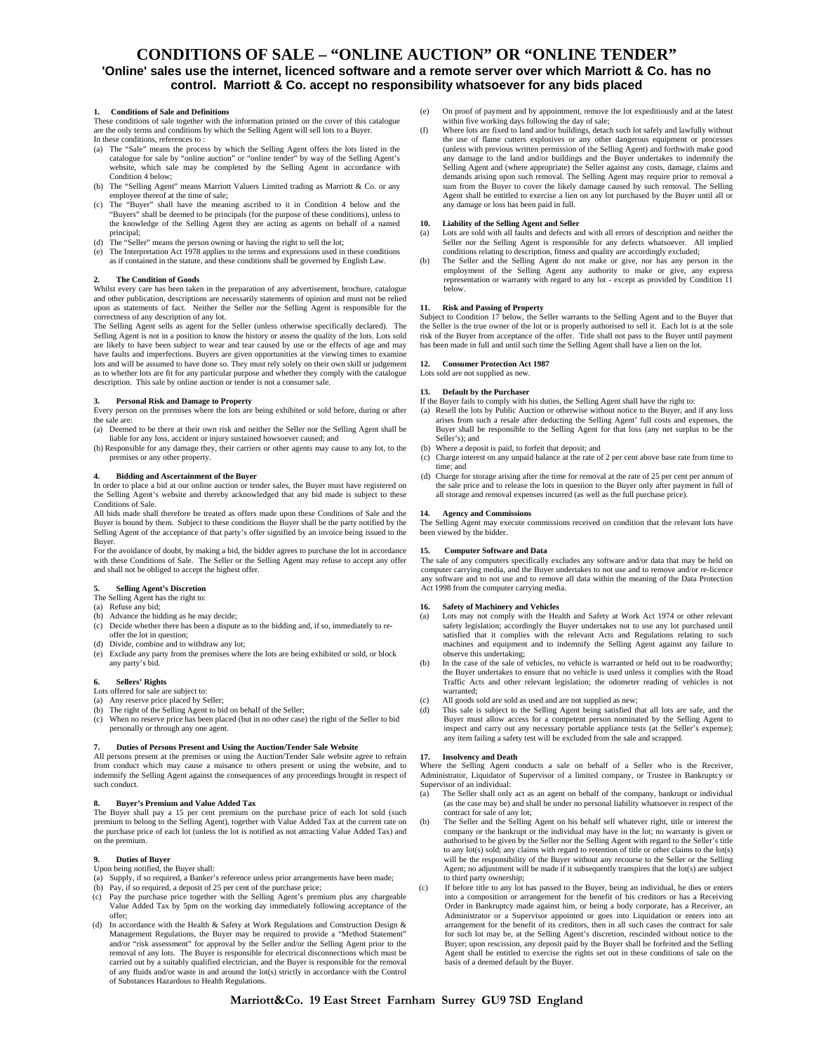# CONDITIONS OF SALE – "ONLINE AUCTION" OR "ONLINE TENDER"

**'Online' sales use the internet, licenced software and a remote server over which Marriott & Co. has no control. Marriott & Co. accept no responsibility whatsoever for any bids placed**

### 1. Conditions of Sale and Definitions

These conditions of sale together with the information printed on the cover of this catalogue are the only terms and conditions by which the Selling Agent will sell lots to a Buyer.

In these conditions, references to :

(a) The "Sale" means the process by which the Selling Agent offers the lots listed in the catalogue for sale by "online auction" or "online tender" by way of the Selling Agent's website, which sale may be completed by the Selling Agent in accordance with Condition 4 below;

(b) The "Selling Agent" means Marriott Valuers Limited trading as Marriott & Co. or any employee thereof at the time of sale;

(c) The "Buyer" shall have the meaning ascribed to it in Condition 4 below and the "Buyers" shall be deemed to be principals (for the purpose of these conditions), unless to the knowledge of the Selling Agent they are acting as agents on behalf of a named principal;

(d) The "Seller" means the person owning or having the right to sell the lot;

(e) The Interpretation Act 1978 applies to the terms and expressions used in these conditions as if contained in the statute, and these conditions shall be governed by English Law.

### 2. The Condition of Goods

Whilst every care has been taken in the preparation of any advertisement, brochure, catalogue and other publication, descriptions are necessarily statements of opinion and must not be relied upon as statements of fact. Neither the Seller nor the Selling Agent is responsible for the correctness of any description of any lot.

The Selling Agent sells as agent for the Seller (unless otherwise specifically declared). The Selling Agent is not in a position to know the history or assess the quality of the lots. Lots sold are likely to have been subject to wear and tear caused by use or the effects of age and may have faults and imperfections. Buyers are given opportunities at the viewing times to examine lots and will be assumed to have done so. They must rely solely on their own skill or judgement as to whether lots are fit for any particular purpose and whether they comply with the catalogue description. This sale by online auction or tender is not a consumer sale.

### 3. Personal Risk and Damage to Property

Every person on the premises where the lots are being exhibited or sold before, during or after the sale are:

(a) Deemed to be there at their own risk and neither the Seller nor the Selling Agent shall be liable for any loss, accident or injury sustained howsoever caused; and

(b) Responsible for any damage they, their carriers or other agents may cause to any lot, to the premises or any other property.

### 4. Bidding and Ascertainment of the Buyer

In order to place a bid at our online auction or tender sales, the Buyer must have registered on the Selling Agent's website and thereby acknowledged that any bid made is subject to these Conditions of Sale.

All bids made shall therefore be treated as offers made upon these Conditions of Sale and the Buyer is bound by them. Subject to these conditions the Buyer shall be the party notified by the Selling Agent of the acceptance of that party's offer signified by an invoice being issued to the Buyer.

For the avoidance of doubt, by making a bid, the bidder agrees to purchase the lot in accordance with these Conditions of Sale. The Seller or the Selling Agent may refuse to accept any offer and shall not be obliged to accept the highest offer.

### 5. Selling Agent's Discretion

The Selling Agent has the right to:

(a) Refuse any bid;

(b) Advance the bidding as he may decide;

(c) Decide whether there has been a dispute as to the bidding and, if so, immediately to re-offer the lot in question;

(d) Divide, combine and to withdraw any lot;

(e) Exclude any party from the premises where the lots are being exhibited or sold, or block any party's bid.

### 6. Sellers' Rights

Lots offered for sale are subject to:

(a) Any reserve price placed by Seller;

(b) The right of the Selling Agent to bid on behalf of the Seller;

(c) When no reserve price has been placed (but in no other case) the right of the Seller to bid personally or through any one agent.

### 7. Duties of Persons Present and Using the Auction/Tender Sale Website

All persons present at the premises or using the Auction/Tender Sale website agree to refrain from conduct which may cause a nuisance to others present or using the website, and to indemnify the Selling Agent against the consequences of any proceedings brought in respect of such conduct.

### 8. Buyer's Premium and Value Added Tax

The Buyer shall pay a 15 per cent premium on the purchase price of each lot sold (such premium to belong to the Selling Agent), together with Value Added Tax at the current rate on the purchase price of each lot (unless the lot is notified as not attracting Value Added Tax) and on the premium.

### 9. Duties of Buyer

Upon being notified, the Buyer shall:

(a) Supply, if so required, a Banker's reference unless prior arrangements have been made;

(b) Pay, if so required, a deposit of 25 per cent of the purchase price;

(c) Pay the purchase price together with the Selling Agent's premium plus any chargeable Value Added Tax by 5pm on the working day immediately following acceptance of the offer;

(d) In accordance with the Health & Safety at Work Regulations and Construction Design & Management Regulations, the Buyer may be required to provide a "Method Statement" and/or "risk assessment" for approval by the Seller and/or the Selling Agent prior to the removal of any lots. The Buyer is responsible for electrical disconnections which must be carried out by a suitably qualified electrician, and the Buyer is responsible for the removal of any fluids and/or waste in and around the lot(s) strictly in accordance with the Control of Substances Hazardous to Health Regulations.

(e) On proof of payment and by appointment, remove the lot expeditiously and at the latest within five working days following the day of sale;

(f) Where lots are fixed to land and/or buildings, detach such lot safely and lawfully without the use of flame cutters explosives or any other dangerous equipment or processes (unless with previous written permission of the Selling Agent) and forthwith make good any damage to the land and/or buildings and the Buyer undertakes to indemnify the Selling Agent and (where appropriate) the Seller against any costs, damage, claims and demands arising upon such removal. The Selling Agent may require prior to removal a sum from the Buyer to cover the likely damage caused by such removal. The Selling Agent shall be entitled to exercise a lien on any lot purchased by the Buyer until all or any damage or loss has been paid in full.

### 10. Liability of the Selling Agent and Seller

(a) Lots are sold with all faults and defects and with all errors of description and neither the Seller nor the Selling Agent is responsible for any defects whatsoever. All implied conditions relating to description, fitness and quality are accordingly excluded;

(b) The Seller and the Selling Agent do not make or give, nor has any person in the employment of the Selling Agent any authority to make or give, any express representation or warranty with regard to any lot - except as provided by Condition 11 below.

### 11. Risk and Passing of Property

Subject to Condition 17 below, the Seller warrants to the Selling Agent and to the Buyer that the Seller is the true owner of the lot or is properly authorised to sell it. Each lot is at the sole risk of the Buyer from acceptance of the offer. Title shall not pass to the Buyer until payment has been made in full and until such time the Selling Agent shall have a lien on the lot.

### 12. Consumer Protection Act 1987

Lots sold are not supplied as new.

### 13. Default by the Purchaser

If the Buyer fails to comply with his duties, the Selling Agent shall have the right to:

(a) Resell the lots by Public Auction or otherwise without notice to the Buyer, and if any loss arises from such a resale after deducting the Selling Agent' full costs and expenses, the Buyer shall be responsible to the Selling Agent for that loss (any net surplus to be the Seller's); and

(b) Where a deposit is paid, to forfeit that deposit; and

(c) Charge interest on any unpaid balance at the rate of 2 per cent above base rate from time to time; and

(d) Charge for storage arising after the time for removal at the rate of 25 per cent per annum of the sale price and to release the lots in question to the Buyer only after payment in full of all storage and removal expenses incurred (as well as the full purchase price).

### 14. Agency and Commissions

The Selling Agent may execute commissions received on condition that the relevant lots have been viewed by the bidder.

### 15. Computer Software and Data

The sale of any computers specifically excludes any software and/or data that may be held on computer carrying media, and the Buyer undertakes to not use and to remove and/or re-licence any software and to not use and to remove all data within the meaning of the Data Protection Act 1998 from the computer carrying media.

### 16. Safety of Machinery and Vehicles

(a) Lots may not comply with the Health and Safety at Work Act 1974 or other relevant safety legislation; accordingly the Buyer undertakes not to use any lot purchased until satisfied that it complies with the relevant Acts and Regulations relating to such machines and equipment and to indemnify the Selling Agent against any failure to observe this undertaking;

(b) In the case of the sale of vehicles, no vehicle is warranted or held out to be roadworthy; the Buyer undertakes to ensure that no vehicle is used unless it complies with the Road Traffic Acts and other relevant legislation; the odometer reading of vehicles is not warranted;

(c) All goods sold are sold as used and are not supplied as new;

(d) This sale is subject to the Selling Agent being satisfied that all lots are safe, and the Buyer must allow access for a competent person nominated by the Selling Agent to inspect and carry out any necessary portable appliance tests (at the Seller's expense); any item failing a safety test will be excluded from the sale and scrapped.

### 17. Insolvency and Death

Where the Selling Agent conducts a sale on behalf of a Seller who is the Receiver, Administrator, Liquidator of Supervisor of a limited company, or Trustee in Bankruptcy or Supervisor of an individual:

(a) The Seller shall only act as an agent on behalf of the company, bankrupt or individual (as the case may be) and shall be under no personal liability whatsoever in respect of the contract for sale of any lot;

(b) The Seller and the Selling Agent on his behalf sell whatever right, title or interest the company or the bankrupt or the individual may have in the lot; no warranty is given or authorised to be given by the Seller nor the Selling Agent with regard to the Seller's title to any lot(s) sold; any claims with regard to retention of title or other claims to the lot(s) will be the responsibility of the Buyer without any recourse to the Seller or the Selling Agent; no adjustment will be made if it subsequently transpires that the lot(s) are subject to third party ownership;

(c) If before title to any lot has passed to the Buyer, being an individual, he dies or enters into a composition or arrangement for the benefit of his creditors or has a Receiving Order in Bankruptcy made against him, or being a body corporate, has a Receiver, an Administrator or a Supervisor appointed or goes into Liquidation or enters into an arrangement for the benefit of its creditors, then in all such cases the contract for sale for such lot may be, at the Selling Agent's discretion, rescinded without notice to the Buyer; upon rescission, any deposit paid by the Buyer shall be forfeited and the Selling Agent shall be entitled to exercise the rights set out in these conditions of sale on the basis of a deemed default by the Buyer.

**Marriott&Co. 19 East Street Farnham Surrey GU9 7SD England**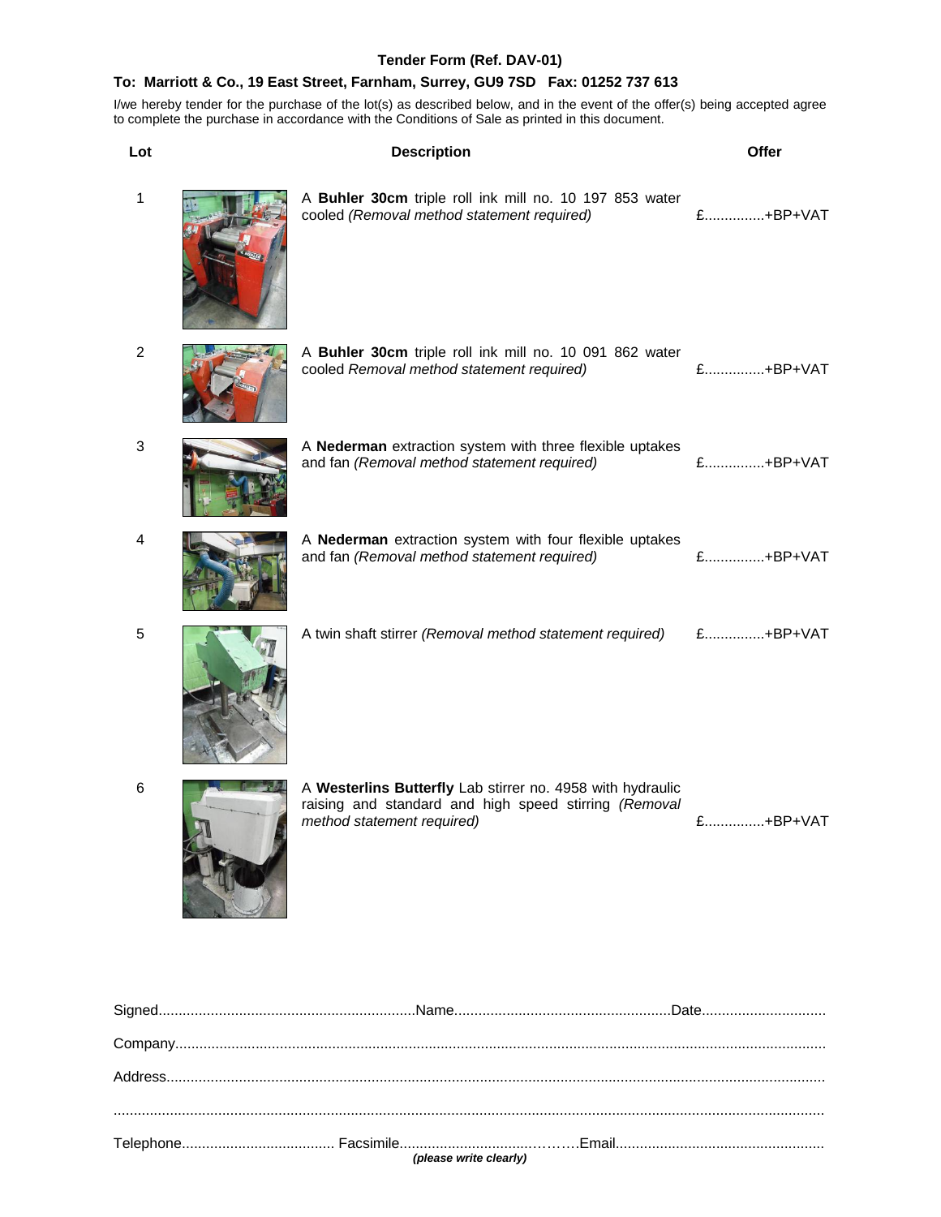**Tender Form (Ref. DAV-01)**

**To: Marriott & Co., 19 East Street, Farnham, Surrey, GU9 7SD Fax: 01252 737 613**

I/we hereby tender for the purchase of the lot(s) as described below, and in the event of the offer(s) being accepted agree to complete the purchase in accordance with the Conditions of Sale as printed in this document.

| Lot | Description | Offer |
|---|---|---|
| 1 | A **Buhler 30cm** triple roll ink mill no. 10 197 853 water cooled *(Removal method statement required)* | £...............+BP+VAT |
| 2 | A **Buhler 30cm** triple roll ink mill no. 10 091 862 water cooled *Removal method statement required)* | £...............+BP+VAT |
| 3 | A **Nederman** extraction system with three flexible uptakes and fan *(Removal method statement required)* | £...............+BP+VAT |
| 4 | A **Nederman** extraction system with four flexible uptakes and fan *(Removal method statement required)* | £...............+BP+VAT |
| 5 | A twin shaft stirrer *(Removal method statement required)* | £...............+BP+VAT |
| 6 | A **Westerlins Butterfly** Lab stirrer no. 4958 with hydraulic raising and standard and high speed stirring *(Removal method statement required)* | £...............+BP+VAT |

Signed................................................................Name......................................................Date...............................

Company...............................................................................................................................................................

Address.................................................................................................................................................................

...............................................................................................................................................................................

Telephone...................................... Facsimile.........................................Email....................................................

***(please write clearly)***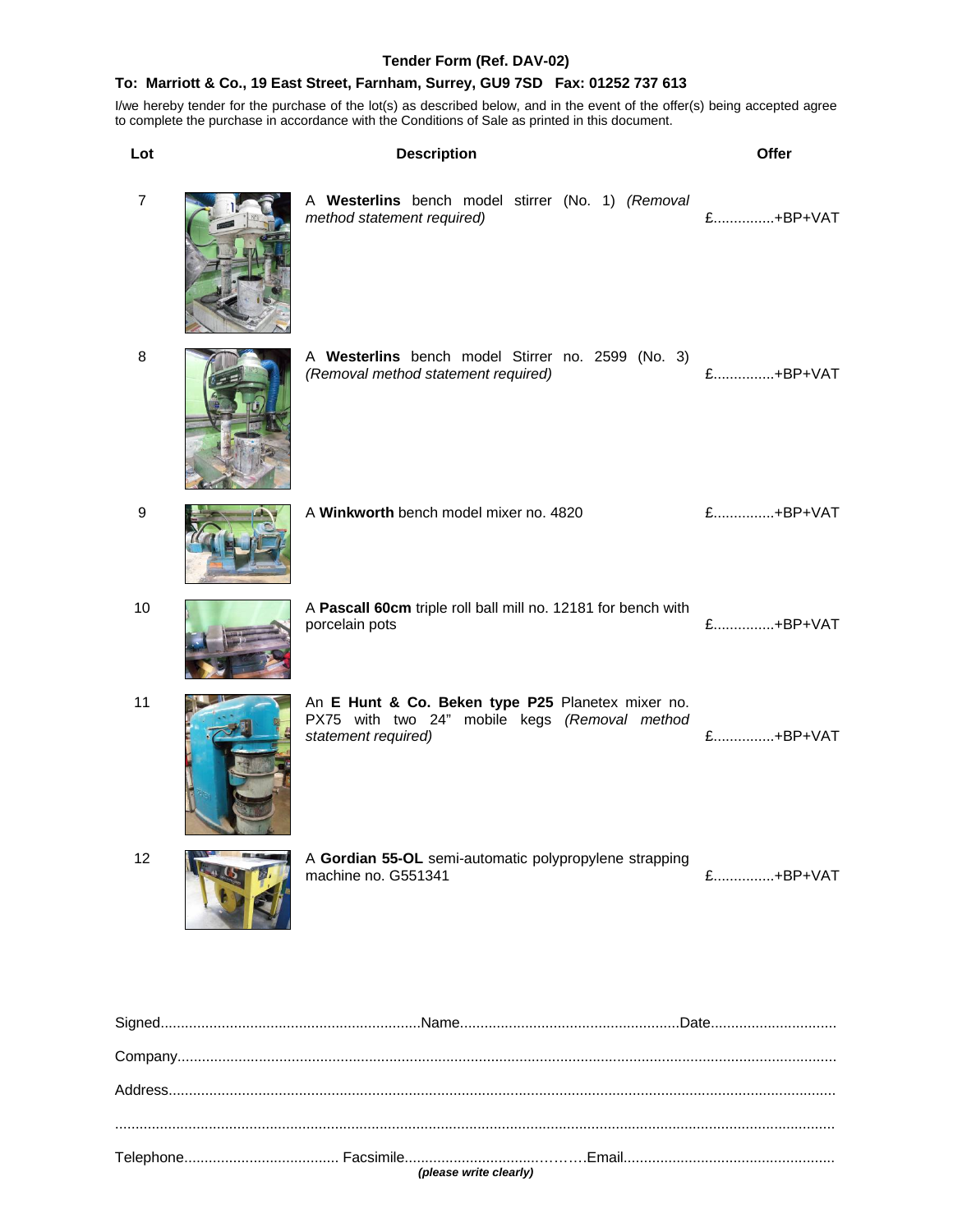**Tender Form (Ref. DAV-02)**

**To: Marriott & Co., 19 East Street, Farnham, Surrey, GU9 7SD Fax: 01252 737 613**

I/we hereby tender for the purchase of the lot(s) as described below, and in the event of the offer(s) being accepted agree to complete the purchase in accordance with the Conditions of Sale as printed in this document.

| Lot | Description | Offer |
|---|---|---|
| 7 | A **Westerlins** bench model stirrer (No. 1) *(Removal method statement required)* | £...............+BP+VAT |
| 8 | A **Westerlins** bench model Stirrer no. 2599 (No. 3) *(Removal method statement required)* | £..............+BP+VAT |
| 9 | A **Winkworth** bench model mixer no. 4820 | £..............+BP+VAT |
| 10 | A **Pascall 60cm** triple roll ball mill no. 12181 for bench with porcelain pots | £..............+BP+VAT |
| 11 | An **E Hunt & Co. Beken type P25** Planetex mixer no. PX75 with two 24" mobile kegs *(Removal method statement required)* | £..............+BP+VAT |
| 12 | A **Gordian 55-OL** semi-automatic polypropylene strapping machine no. G551341 | £..............+BP+VAT |

Signed................................................................Name......................................................Date...............................

Company..................................................................................................................................................

Address....................................................................................................................................................

..................................................................................................................................................................

Telephone...................................... Facsimile...............................………Email....................................................

***(please write clearly)***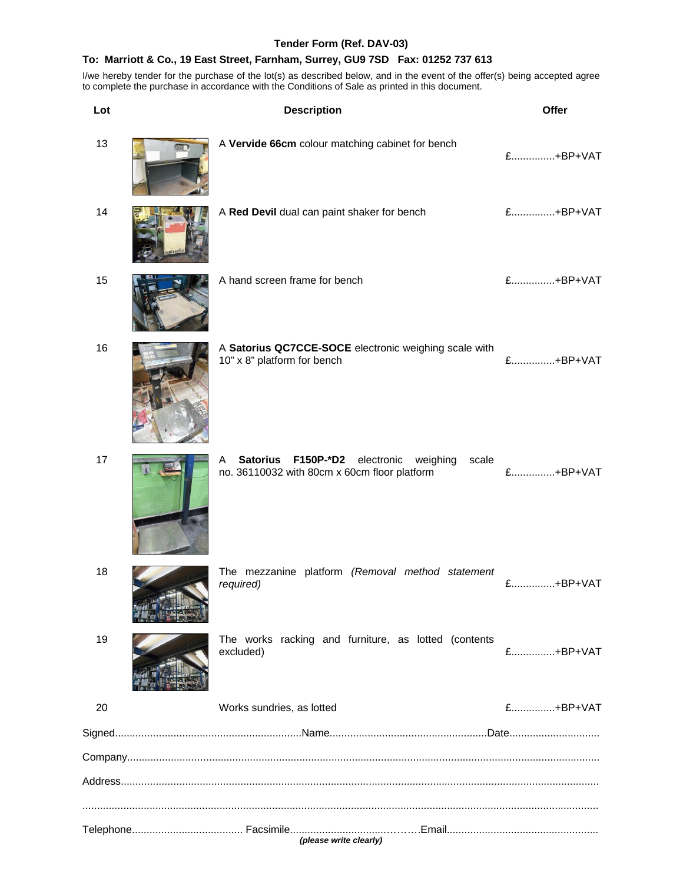**Tender Form (Ref. DAV-03)**

**To: Marriott & Co., 19 East Street, Farnham, Surrey, GU9 7SD Fax: 01252 737 613**

I/we hereby tender for the purchase of the lot(s) as described below, and in the event of the offer(s) being accepted agree to complete the purchase in accordance with the Conditions of Sale as printed in this document.

| Lot | Description | Offer |
| --- | --- | --- |
| 13 | A **Vervide 66cm** colour matching cabinet for bench | £...............+BP+VAT |
| 14 | A **Red Devil** dual can paint shaker for bench | £...............+BP+VAT |
| 15 | A hand screen frame for bench | £...............+BP+VAT |
| 16 | A **Satorius QC7CCE-SOCE** electronic weighing scale with 10" x 8" platform for bench | £...............+BP+VAT |
| 17 | A **Satorius F150P-*D2** electronic weighing scale no. 36110032 with 80cm x 60cm floor platform | £...............+BP+VAT |
| 18 | The mezzanine platform *(Removal method statement required)* | £...............+BP+VAT |
| 19 | The works racking and furniture, as lotted (contents excluded) | £...............+BP+VAT |
| 20 | Works sundries, as lotted | £...............+BP+VAT |

Signed................................................................Name......................................................Date...............................

Company..........................................................................................................................................................

Address...........................................................................................................................................................

.........................................................................................................................................................................

Telephone...................................... Facsimile...............................………Email....................................................

***(please write clearly)***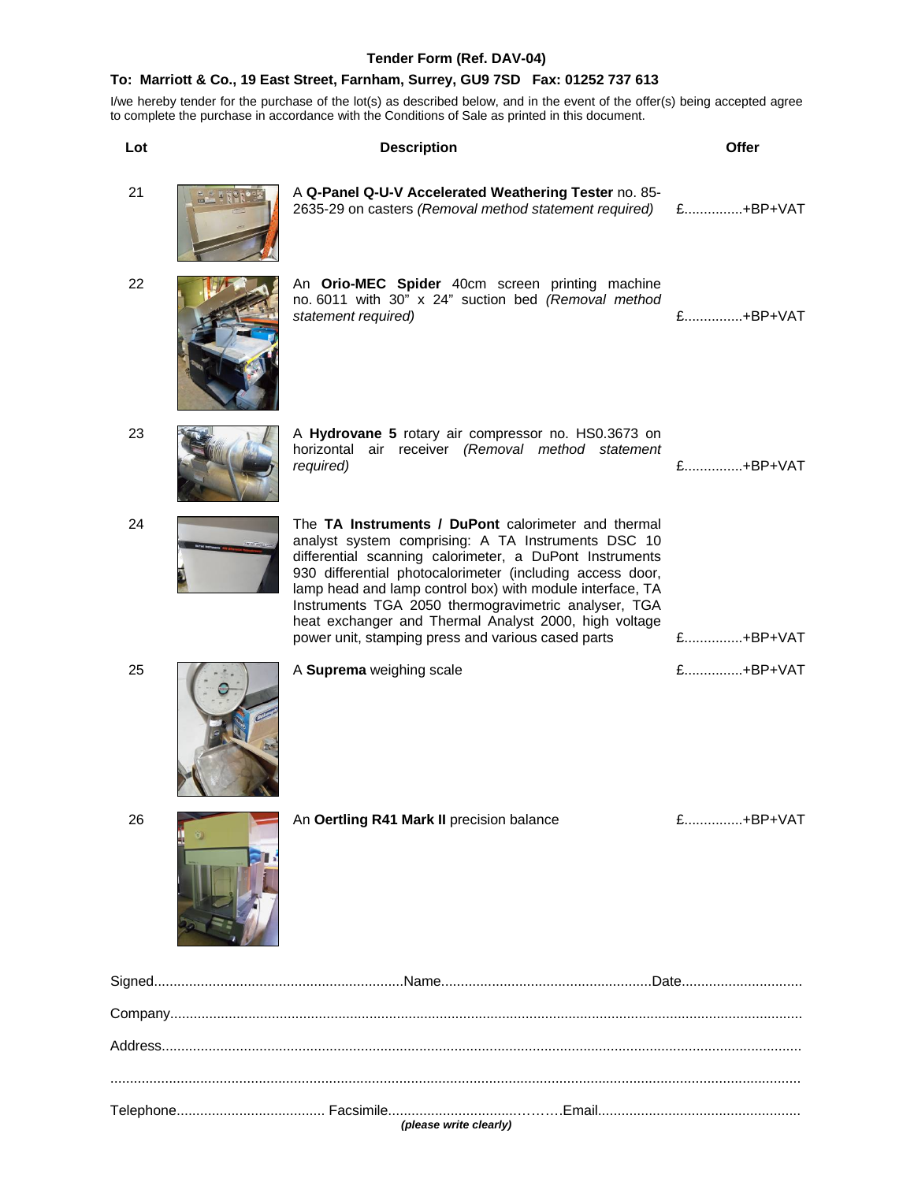**Tender Form (Ref. DAV-04)**

**To: Marriott & Co., 19 East Street, Farnham, Surrey, GU9 7SD Fax: 01252 737 613**

I/we hereby tender for the purchase of the lot(s) as described below, and in the event of the offer(s) being accepted agree to complete the purchase in accordance with the Conditions of Sale as printed in this document.

| Lot | Description | Offer |
|---|---|---|
| 21 | A **Q-Panel Q-U-V Accelerated Weathering Tester** no. 85-2635-29 on casters *(Removal method statement required)* | £...............+BP+VAT |
| 22 | An **Orio-MEC Spider** 40cm screen printing machine no. 6011 with 30" x 24" suction bed *(Removal method statement required)* | £...............+BP+VAT |
| 23 | A **Hydrovane 5** rotary air compressor no. HS0.3673 on horizontal air receiver *(Removal method statement required)* | £...............+BP+VAT |
| 24 | The **TA Instruments / DuPont** calorimeter and thermal analyst system comprising: A TA Instruments DSC 10 differential scanning calorimeter, a DuPont Instruments 930 differential photocalorimeter (including access door, lamp head and lamp control box) with module interface, TA Instruments TGA 2050 thermogravimetric analyser, TGA heat exchanger and Thermal Analyst 2000, high voltage power unit, stamping press and various cased parts | £...............+BP+VAT |
| 25 | A **Suprema** weighing scale | £...............+BP+VAT |
| 26 | An **Oertling R41 Mark II** precision balance | £...............+BP+VAT |

Signed................................................................Name......................................................Date...............................

Company.................................................................................................................................................

Address..................................................................................................................................................

.............................................................................................................................................................

Telephone...................................... Facsimile...................................……Email....................................................

***(please write clearly)***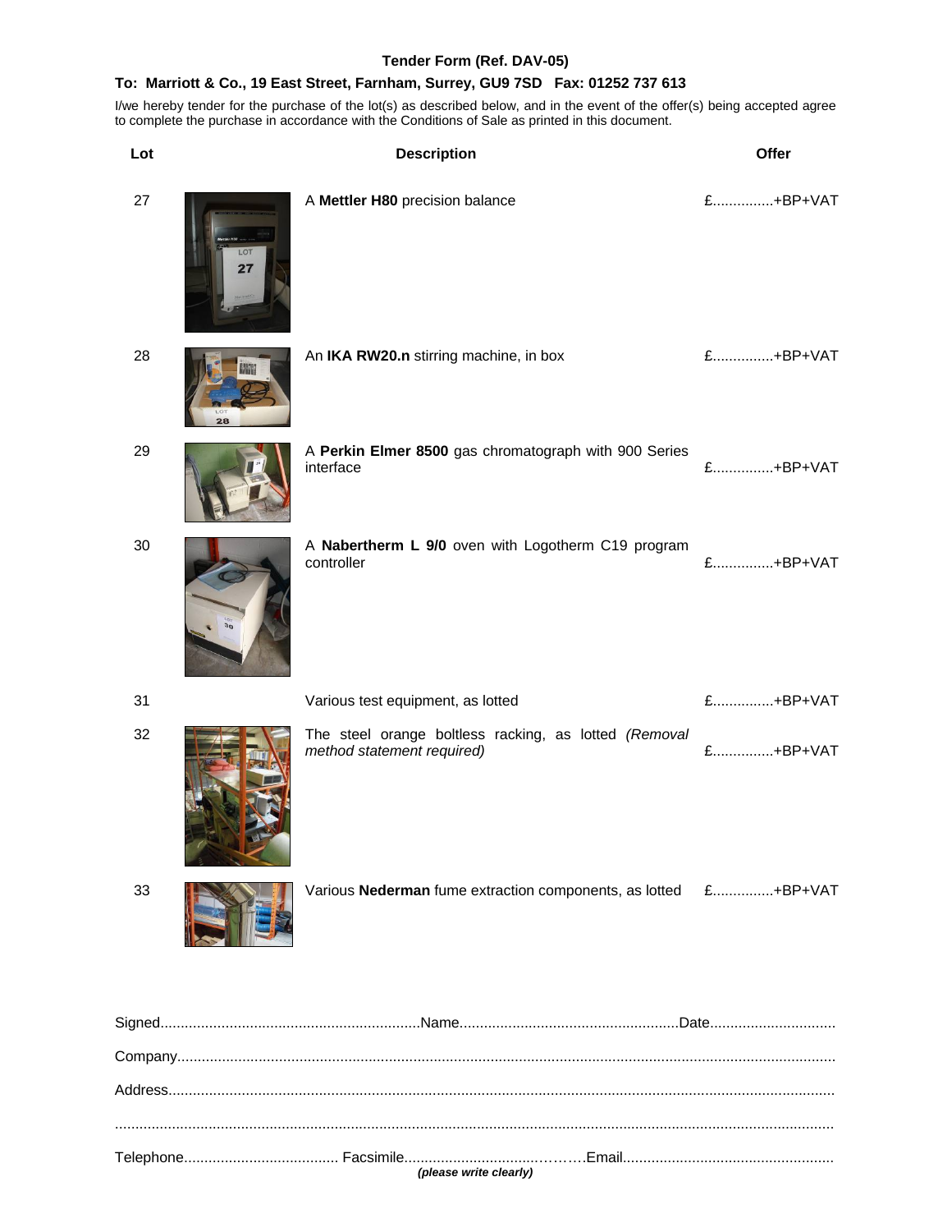**Tender Form (Ref. DAV-05)**

**To: Marriott & Co., 19 East Street, Farnham, Surrey, GU9 7SD Fax: 01252 737 613**

I/we hereby tender for the purchase of the lot(s) as described below, and in the event of the offer(s) being accepted agree to complete the purchase in accordance with the Conditions of Sale as printed in this document.

| Lot | Description | Offer |
|---|---|---|
| 27 | A **Mettler H80** precision balance | £...............+BP+VAT |
| 28 | An **IKA RW20.n** stirring machine, in box | £...............+BP+VAT |
| 29 | A **Perkin Elmer 8500** gas chromatograph with 900 Series interface | £...............+BP+VAT |
| 30 | A **Nabertherm L 9/0** oven with Logotherm C19 program controller | £...............+BP+VAT |
| 31 | Various test equipment, as lotted | £...............+BP+VAT |
| 32 | The steel orange boltless racking, as lotted *(Removal method statement required)* | £...............+BP+VAT |
| 33 | Various **Nederman** fume extraction components, as lotted | £...............+BP+VAT |

Signed.................................................................Name......................................................Date...............................

Company.................................................................................................................................................................

Address...................................................................................................................................................................

.................................................................................................................................................................................

Telephone...................................... Facsimile..................................……….Email....................................................

***(please write clearly)***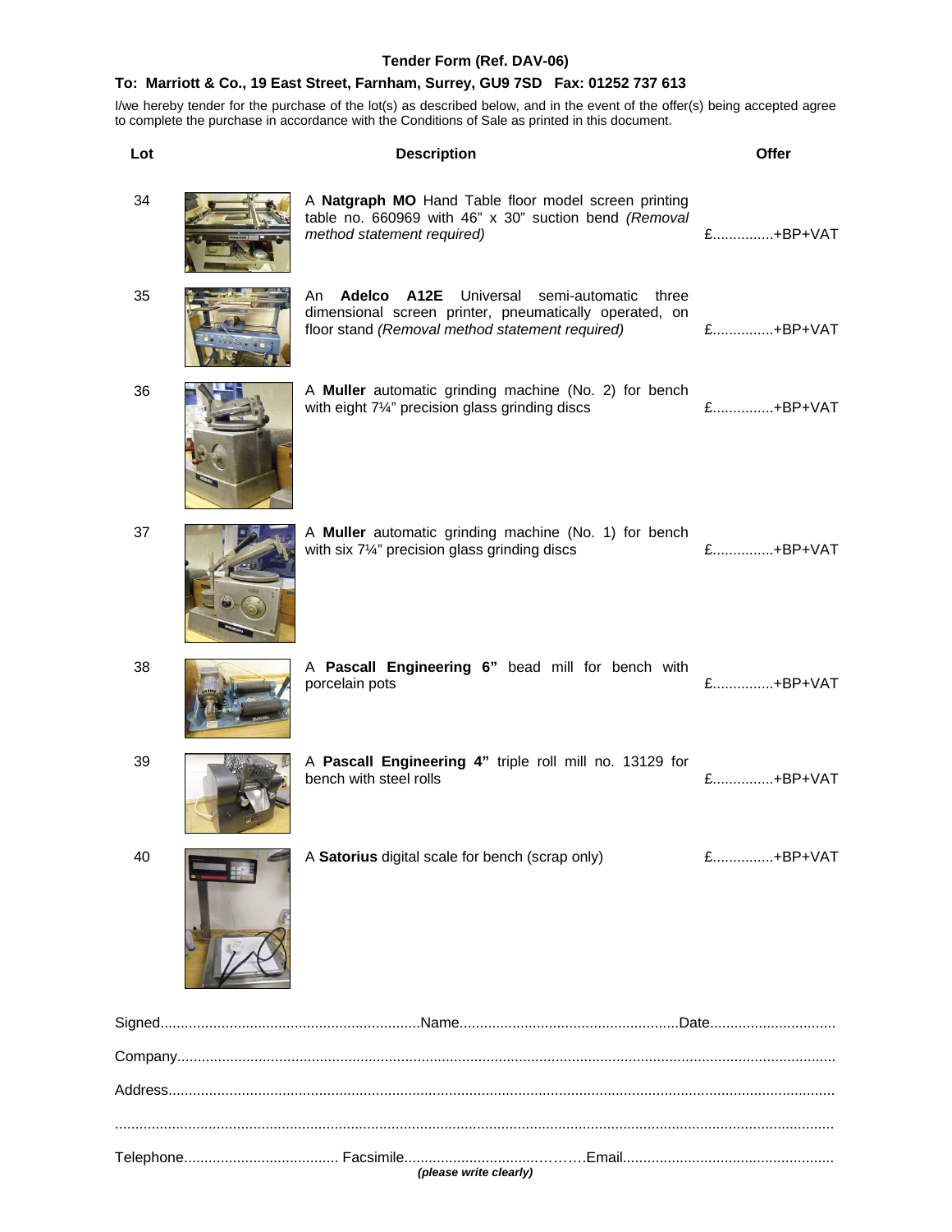### Tender Form (Ref. DAV-06)

**To: Marriott & Co., 19 East Street, Farnham, Surrey, GU9 7SD Fax: 01252 737 613**

I/we hereby tender for the purchase of the lot(s) as described below, and in the event of the offer(s) being accepted agree to complete the purchase in accordance with the Conditions of Sale as printed in this document.

| Lot | Description | Offer |
|---|---|---|
| 34 | A **Natgraph MO** Hand Table floor model screen printing table no. 660969 with 46" x 30" suction bend *(Removal method statement required)* | £...............+BP+VAT |
| 35 | An **Adelco A12E** Universal semi-automatic three dimensional screen printer, pneumatically operated, on floor stand *(Removal method statement required)* | £...............+BP+VAT |
| 36 | A **Muller** automatic grinding machine (No. 2) for bench with eight 7¼" precision glass grinding discs | £...............+BP+VAT |
| 37 | A **Muller** automatic grinding machine (No. 1) for bench with six 7¼" precision glass grinding discs | £...............+BP+VAT |
| 38 | A **Pascall Engineering 6"** bead mill for bench with porcelain pots | £...............+BP+VAT |
| 39 | A **Pascall Engineering 4"** triple roll mill no. 13129 for bench with steel rolls | £...............+BP+VAT |
| 40 | A **Satorius** digital scale for bench (scrap only) | £...............+BP+VAT |

Signed................................................................Name......................................................Date...............................

Company...............................................................................................................................................................

Address.................................................................................................................................................................

...............................................................................................................................................................................

Telephone...................................... Facsimile...................................………Email....................................................

*(please write clearly)*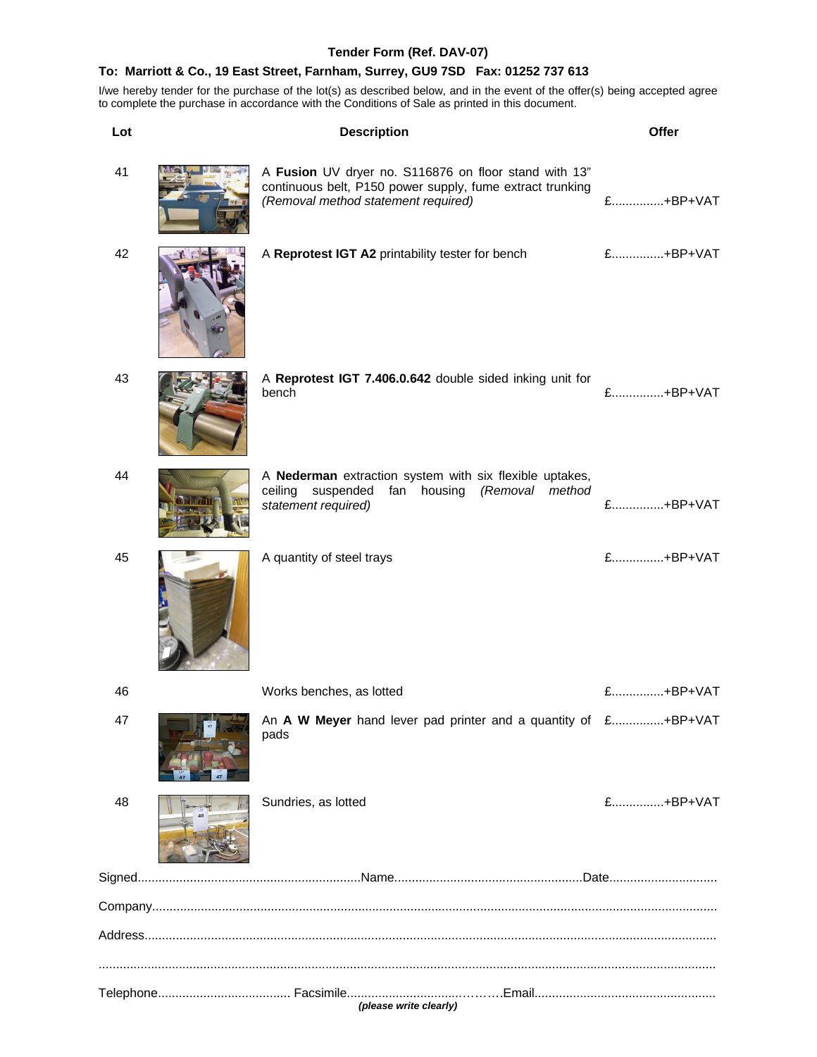**Tender Form (Ref. DAV-07)**

**To: Marriott & Co., 19 East Street, Farnham, Surrey, GU9 7SD Fax: 01252 737 613**

I/we hereby tender for the purchase of the lot(s) as described below, and in the event of the offer(s) being accepted agree to complete the purchase in accordance with the Conditions of Sale as printed in this document.

| Lot | Description | Offer |
|---|---|---|
| 41 | A **Fusion** UV dryer no. S116876 on floor stand with 13" continuous belt, P150 power supply, fume extract trunking *(Removal method statement required)* | £..............+BP+VAT |
| 42 | A **Reprotest IGT A2** printability tester for bench | £..............+BP+VAT |
| 43 | A **Reprotest IGT 7.406.0.642** double sided inking unit for bench | £..............+BP+VAT |
| 44 | A **Nederman** extraction system with six flexible uptakes, ceiling suspended fan housing *(Removal method statement required)* | £..............+BP+VAT |
| 45 | A quantity of steel trays | £..............+BP+VAT |
| 46 | Works benches, as lotted | £..............+BP+VAT |
| 47 | An **A W Meyer** hand lever pad printer and a quantity of pads | £..............+BP+VAT |
| 48 | Sundries, as lotted | £..............+BP+VAT |

Signed.................................................................Name......................................................Date...............................

Company...................................................................................................................................................

Address.....................................................................................................................................................

.................................................................................................................................................................

Telephone...................................... Facsimile.......................................Email....................................................

***(please write clearly)***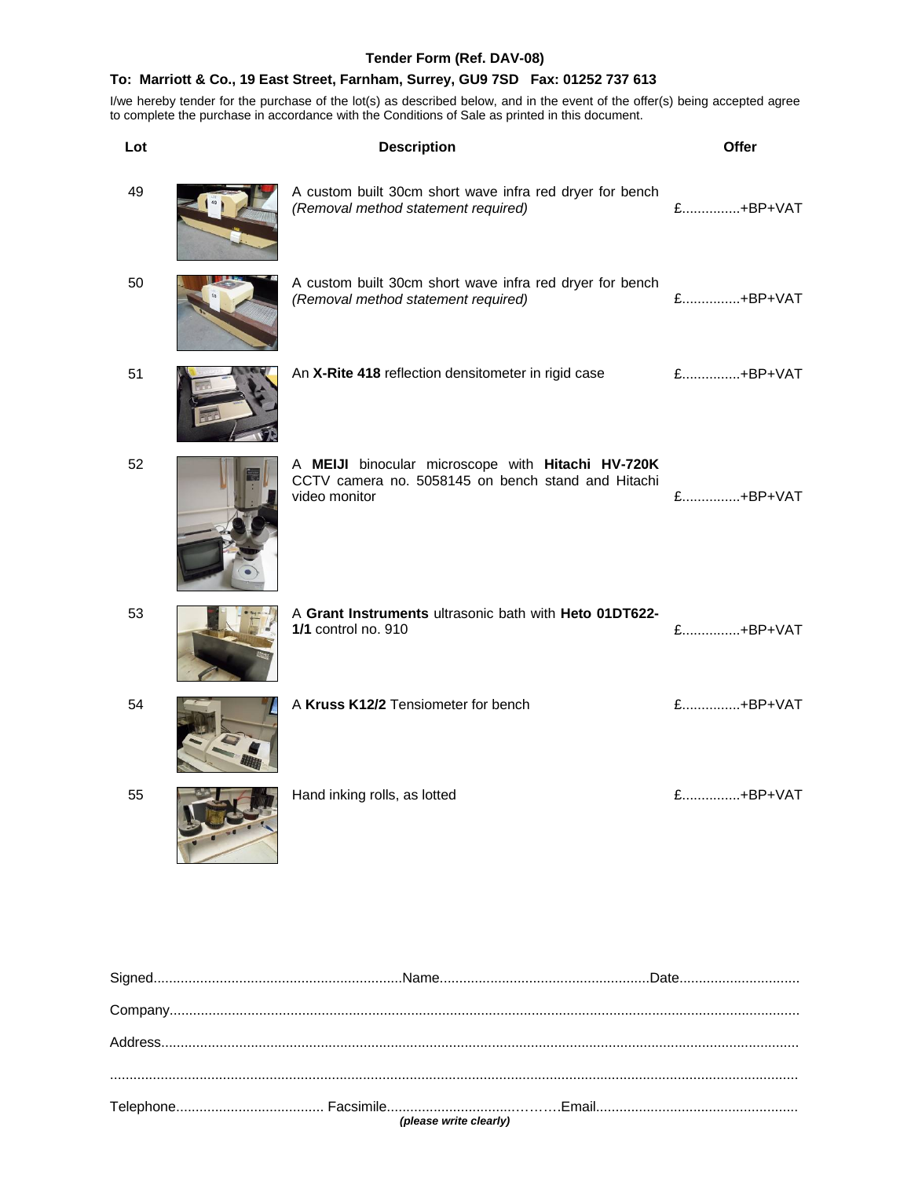**Tender Form (Ref. DAV-08)**

**To: Marriott & Co., 19 East Street, Farnham, Surrey, GU9 7SD Fax: 01252 737 613**

I/we hereby tender for the purchase of the lot(s) as described below, and in the event of the offer(s) being accepted agree to complete the purchase in accordance with the Conditions of Sale as printed in this document.

| Lot | Description | Offer |
|---|---|---|
| 49 | A custom built 30cm short wave infra red dryer for bench *(Removal method statement required)* | £...............+BP+VAT |
| 50 | A custom built 30cm short wave infra red dryer for bench *(Removal method statement required)* | £...............+BP+VAT |
| 51 | An **X-Rite 418** reflection densitometer in rigid case | £...............+BP+VAT |
| 52 | A **MEIJI** binocular microscope with **Hitachi HV-720K** CCTV camera no. 5058145 on bench stand and Hitachi video monitor | £...............+BP+VAT |
| 53 | A **Grant Instruments** ultrasonic bath with **Heto 01DT622-1/1** control no. 910 | £...............+BP+VAT |
| 54 | A **Kruss K12/2** Tensiometer for bench | £...............+BP+VAT |
| 55 | Hand inking rolls, as lotted | £...............+BP+VAT |

Signed................................................................Name......................................................Date...............................

Company.........................................................................................................................................................

Address...........................................................................................................................................................

.........................................................................................................................................................................

Telephone...................................... Facsimile...........................................Email....................................................

***(please write clearly)***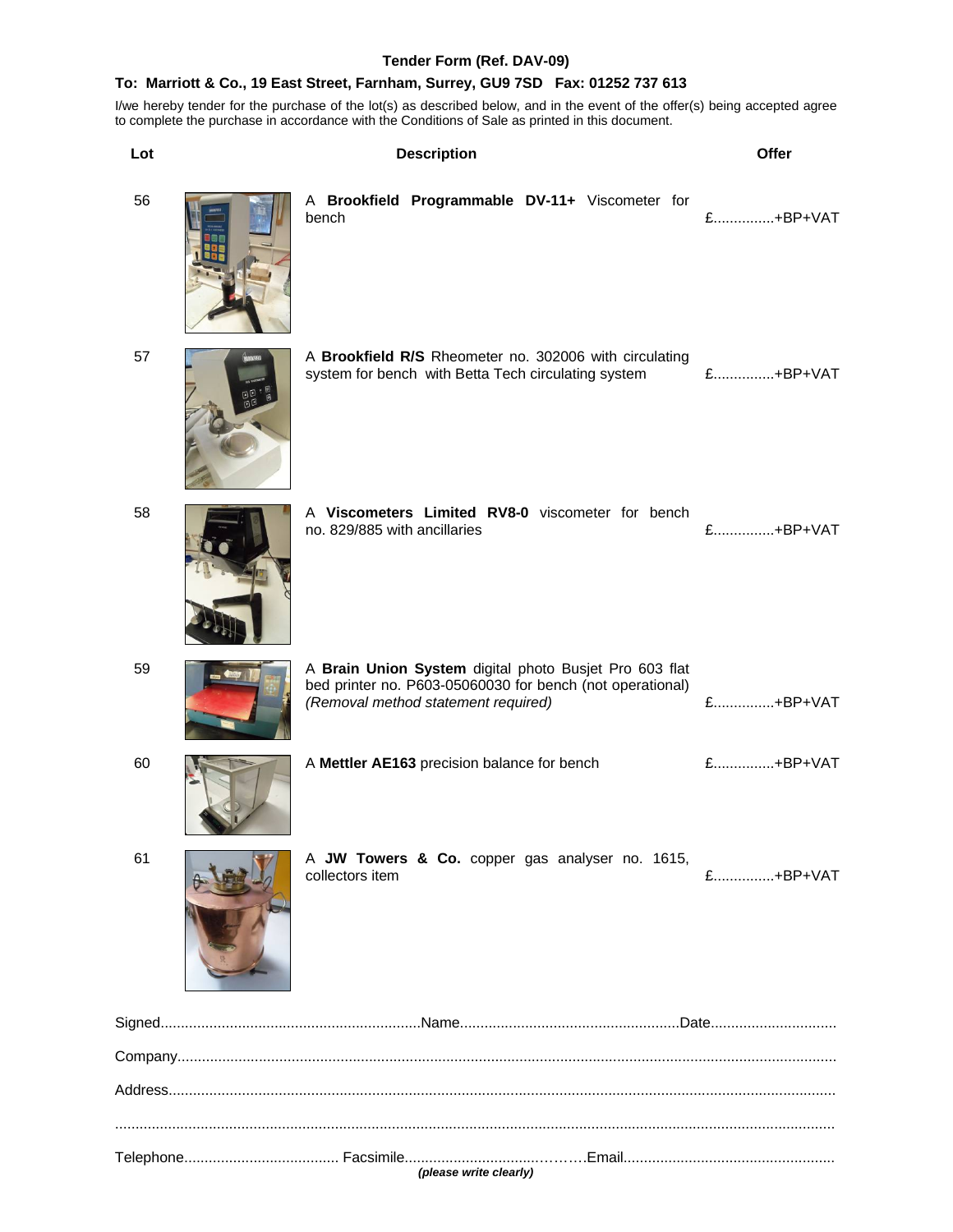**Tender Form (Ref. DAV-09)**

**To: Marriott & Co., 19 East Street, Farnham, Surrey, GU9 7SD Fax: 01252 737 613**

I/we hereby tender for the purchase of the lot(s) as described below, and in the event of the offer(s) being accepted agree to complete the purchase in accordance with the Conditions of Sale as printed in this document.

| Lot | Description | Offer |
|---|---|---|
| 56 | A **Brookfield Programmable DV-11+** Viscometer for bench | £...............+BP+VAT |
| 57 | A **Brookfield R/S** Rheometer no. 302006 with circulating system for bench with Betta Tech circulating system | £...............+BP+VAT |
| 58 | A **Viscometers Limited RV8-0** viscometer for bench no. 829/885 with ancillaries | £...............+BP+VAT |
| 59 | A **Brain Union System** digital photo Busjet Pro 603 flat bed printer no. P603-05060030 for bench (not operational) *(Removal method statement required)* | £...............+BP+VAT |
| 60 | A **Mettler AE163** precision balance for bench | £...............+BP+VAT |
| 61 | A **JW Towers & Co.** copper gas analyser no. 1615, collectors item | £...............+BP+VAT |

Signed................................................................Name......................................................Date...............................

Company...............................................................................................................................................................

Address.................................................................................................................................................................

...............................................................................................................................................................................

Telephone...................................... Facsimile............................................Email....................................................

***(please write clearly)***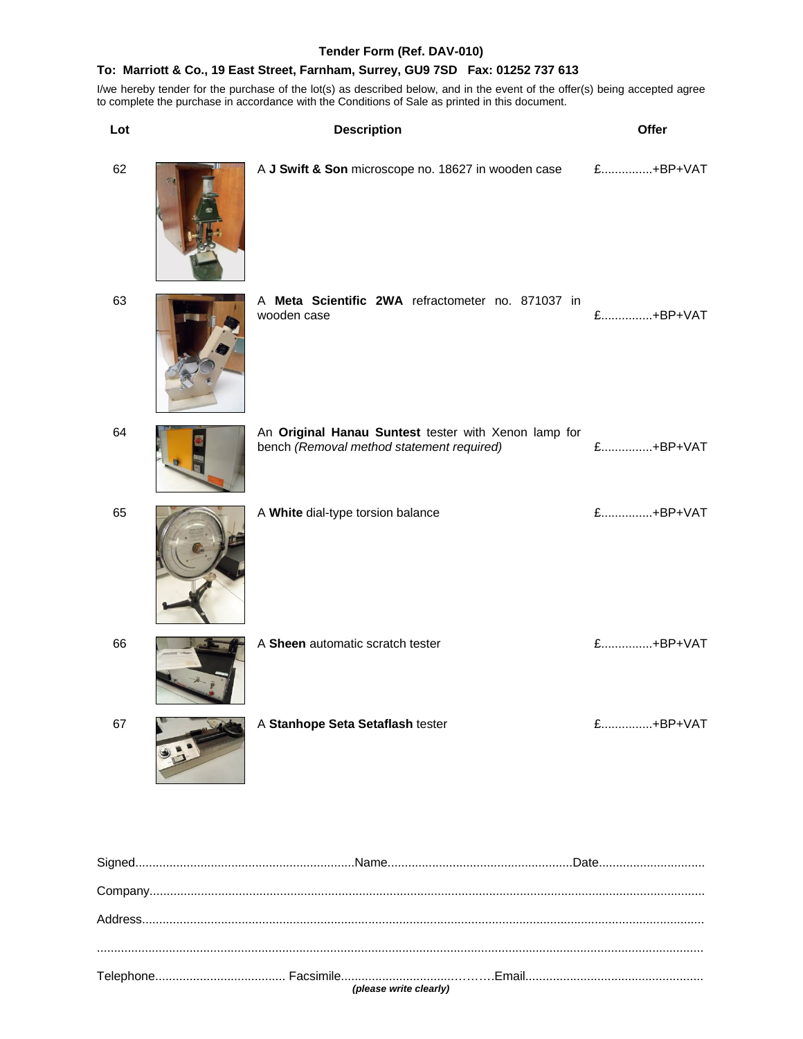**Tender Form (Ref. DAV-010)**

**To: Marriott & Co., 19 East Street, Farnham, Surrey, GU9 7SD Fax: 01252 737 613**

I/we hereby tender for the purchase of the lot(s) as described below, and in the event of the offer(s) being accepted agree to complete the purchase in accordance with the Conditions of Sale as printed in this document.

| Lot | Description | Offer |
|---|---|---|
| 62 | A **J Swift & Son** microscope no. 18627 in wooden case | £...............+BP+VAT |
| 63 | A **Meta Scientific 2WA** refractometer no. 871037 in wooden case | £...............+BP+VAT |
| 64 | An **Original Hanau Suntest** tester with Xenon lamp for bench *(Removal method statement required)* | £...............+BP+VAT |
| 65 | A **White** dial-type torsion balance | £...............+BP+VAT |
| 66 | A **Sheen** automatic scratch tester | £...............+BP+VAT |
| 67 | A **Stanhope Seta Setaflash** tester | £...............+BP+VAT |

Signed................................................................Name......................................................Date...............................

Company..................................................................................................................................................

Address....................................................................................................................................................

...............................................................................................................................................................

Telephone...................................... Facsimile..............................………Email....................................................

***(please write clearly)***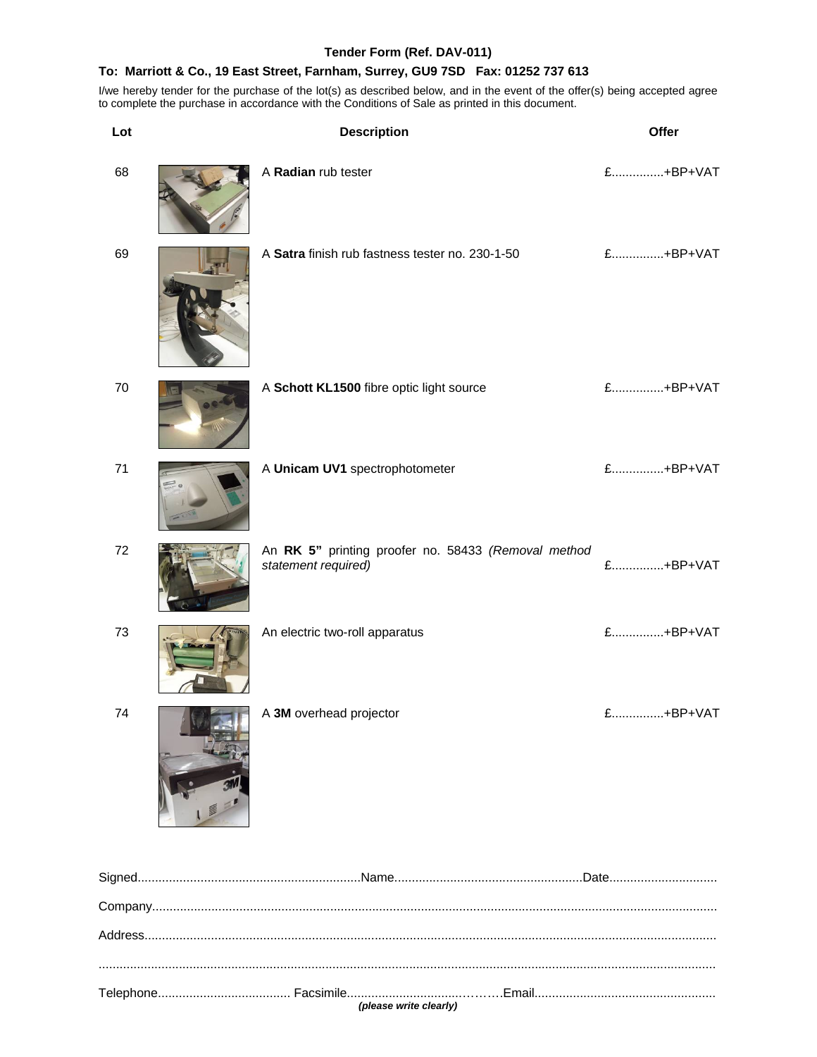**Tender Form (Ref. DAV-011)**

**To: Marriott & Co., 19 East Street, Farnham, Surrey, GU9 7SD Fax: 01252 737 613**

I/we hereby tender for the purchase of the lot(s) as described below, and in the event of the offer(s) being accepted agree to complete the purchase in accordance with the Conditions of Sale as printed in this document.

| Lot | Description | Offer |
|---|---|---|
| 68 | A **Radian** rub tester | £...............+BP+VAT |
| 69 | A **Satra** finish rub fastness tester no. 230-1-50 | £...............+BP+VAT |
| 70 | A **Schott KL1500** fibre optic light source | £...............+BP+VAT |
| 71 | A **Unicam UV1** spectrophotometer | £...............+BP+VAT |
| 72 | An **RK 5"** printing proofer no. 58433 *(Removal method statement required)* | £...............+BP+VAT |
| 73 | An electric two-roll apparatus | £...............+BP+VAT |
| 74 | A **3M** overhead projector | £...............+BP+VAT |

Signed................................................................Name......................................................Date...............................

Company..................................................................................................................................................

Address....................................................................................................................................................

..................................................................................................................................................................

Telephone...................................... Facsimile.........................................Email....................................................

***(please write clearly)***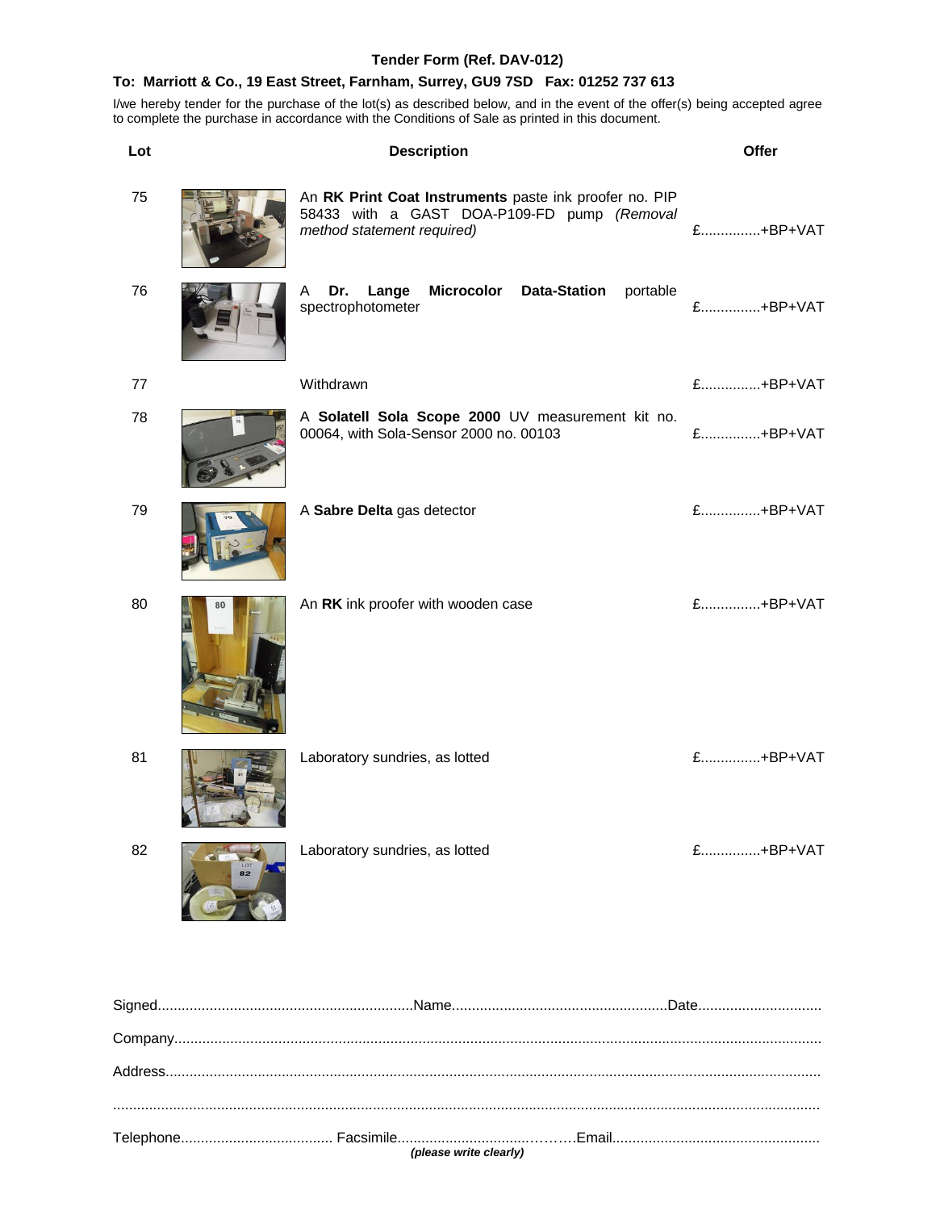**Tender Form (Ref. DAV-012)**

**To: Marriott & Co., 19 East Street, Farnham, Surrey, GU9 7SD Fax: 01252 737 613**

I/we hereby tender for the purchase of the lot(s) as described below, and in the event of the offer(s) being accepted agree to complete the purchase in accordance with the Conditions of Sale as printed in this document.

| Lot | Description | Offer |
|---|---|---|
| 75 | An **RK Print Coat Instruments** paste ink proofer no. PIP 58433 with a GAST DOA-P109-FD pump *(Removal method statement required)* | £...............+BP+VAT |
| 76 | A **Dr. Lange Microcolor Data-Station** portable spectrophotometer | £...............+BP+VAT |
| 77 | Withdrawn | £...............+BP+VAT |
| 78 | A **Solatell Sola Scope 2000** UV measurement kit no. 00064, with Sola-Sensor 2000 no. 00103 | £...............+BP+VAT |
| 79 | A **Sabre Delta** gas detector | £...............+BP+VAT |
| 80 | An **RK** ink proofer with wooden case | £...............+BP+VAT |
| 81 | Laboratory sundries, as lotted | £...............+BP+VAT |
| 82 | Laboratory sundries, as lotted | £...............+BP+VAT |

Signed................................................................Name......................................................Date...............................

Company..............................................................................................................................................................

Address.................................................................................................................................................................

..............................................................................................................................................................................

Telephone...................................... Facsimile.....................................Email....................................................

***(please write clearly)***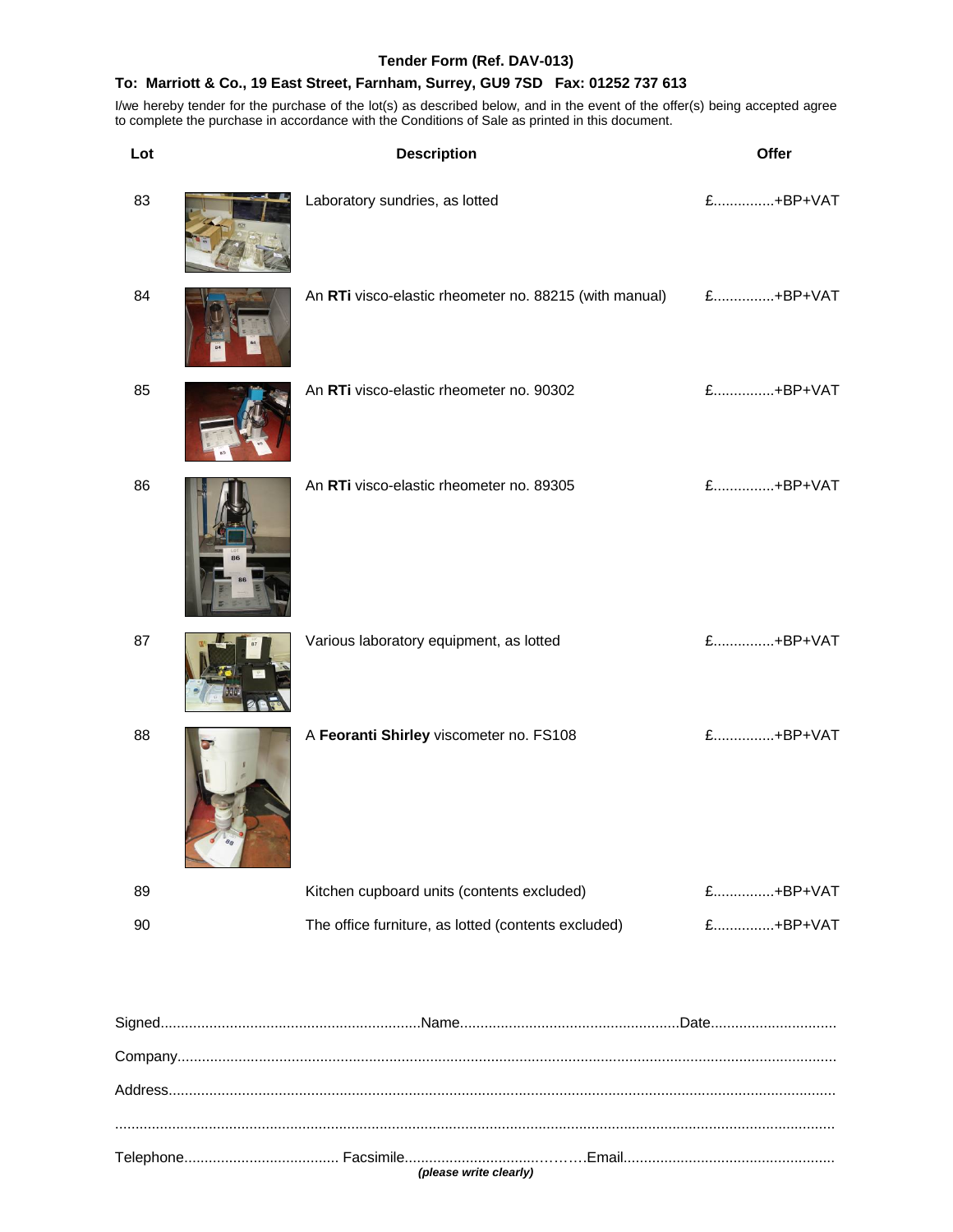**Tender Form (Ref. DAV-013)**

**To: Marriott & Co., 19 East Street, Farnham, Surrey, GU9 7SD Fax: 01252 737 613**

I/we hereby tender for the purchase of the lot(s) as described below, and in the event of the offer(s) being accepted agree to complete the purchase in accordance with the Conditions of Sale as printed in this document.

| Lot | Description | Offer |
|---|---|---|
| 83 | Laboratory sundries, as lotted | £..............+BP+VAT |
| 84 | An **RTi** visco-elastic rheometer no. 88215 (with manual) | £..............+BP+VAT |
| 85 | An **RTi** visco-elastic rheometer no. 90302 | £..............+BP+VAT |
| 86 | An **RTi** visco-elastic rheometer no. 89305 | £..............+BP+VAT |
| 87 | Various laboratory equipment, as lotted | £..............+BP+VAT |
| 88 | A **Feoranti Shirley** viscometer no. FS108 | £..............+BP+VAT |
| 89 | Kitchen cupboard units (contents excluded) | £..............+BP+VAT |
| 90 | The office furniture, as lotted (contents excluded) | £..............+BP+VAT |

Signed................................................................Name......................................................Date...............................

Company..........................................................................................................................................................

Address............................................................................................................................................................

..........................................................................................................................................................................

Telephone...................................... Facsimile......................................Email....................................................

***(please write clearly)***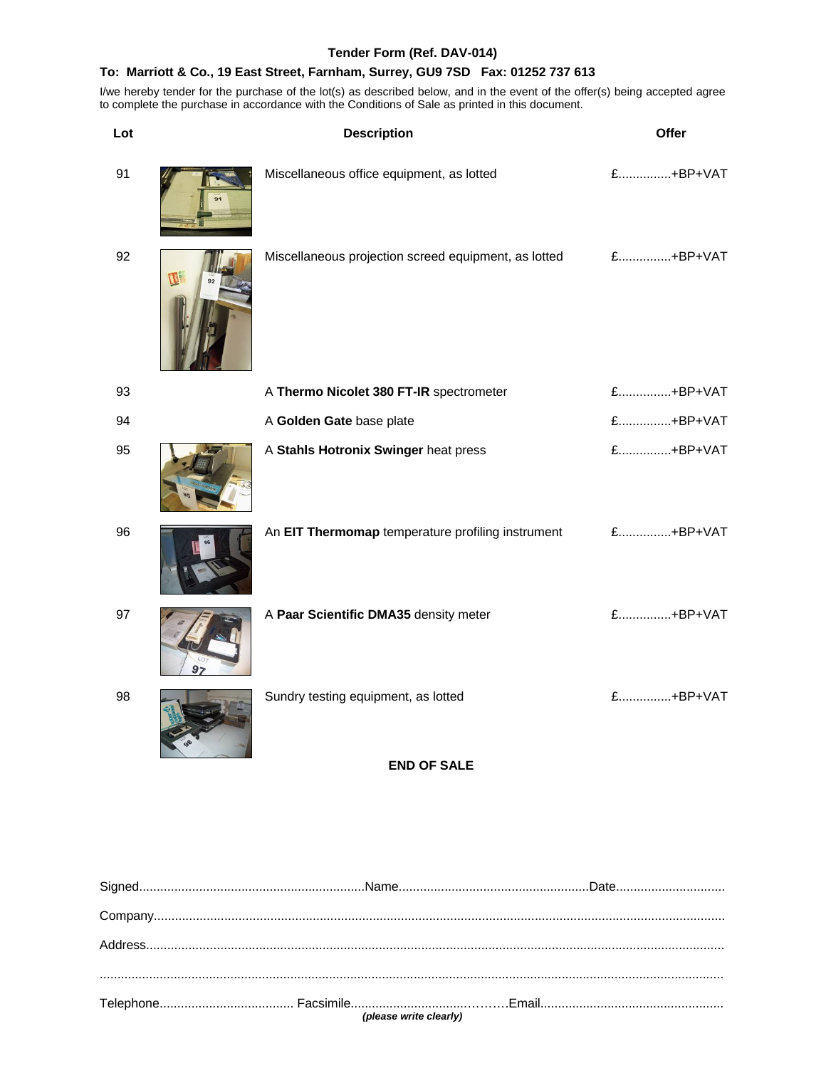**Tender Form (Ref. DAV-014)**

**To: Marriott & Co., 19 East Street, Farnham, Surrey, GU9 7SD Fax: 01252 737 613**

I/we hereby tender for the purchase of the lot(s) as described below, and in the event of the offer(s) being accepted agree to complete the purchase in accordance with the Conditions of Sale as printed in this document.

| Lot | Description | Offer |
|---|---|---|
| 91 | Miscellaneous office equipment, as lotted | £...............+BP+VAT |
| 92 | Miscellaneous projection screed equipment, as lotted | £...............+BP+VAT |
| 93 | A **Thermo Nicolet 380 FT-IR** spectrometer | £...............+BP+VAT |
| 94 | A **Golden Gate** base plate | £...............+BP+VAT |
| 95 | A **Stahls Hotronix Swinger** heat press | £...............+BP+VAT |
| 96 | An **EIT Thermomap** temperature profiling instrument | £...............+BP+VAT |
| 97 | A **Paar Scientific DMA35** density meter | £...............+BP+VAT |
| 98 | Sundry testing equipment, as lotted | £...............+BP+VAT |

**END OF SALE**

Signed................................................................Name......................................................Date...............................

Company.................................................................................................................................................

Address..................................................................................................................................................

...............................................................................................................................................................

Telephone...................................... Facsimile...............................………Email...................................................

***(please write clearly)***